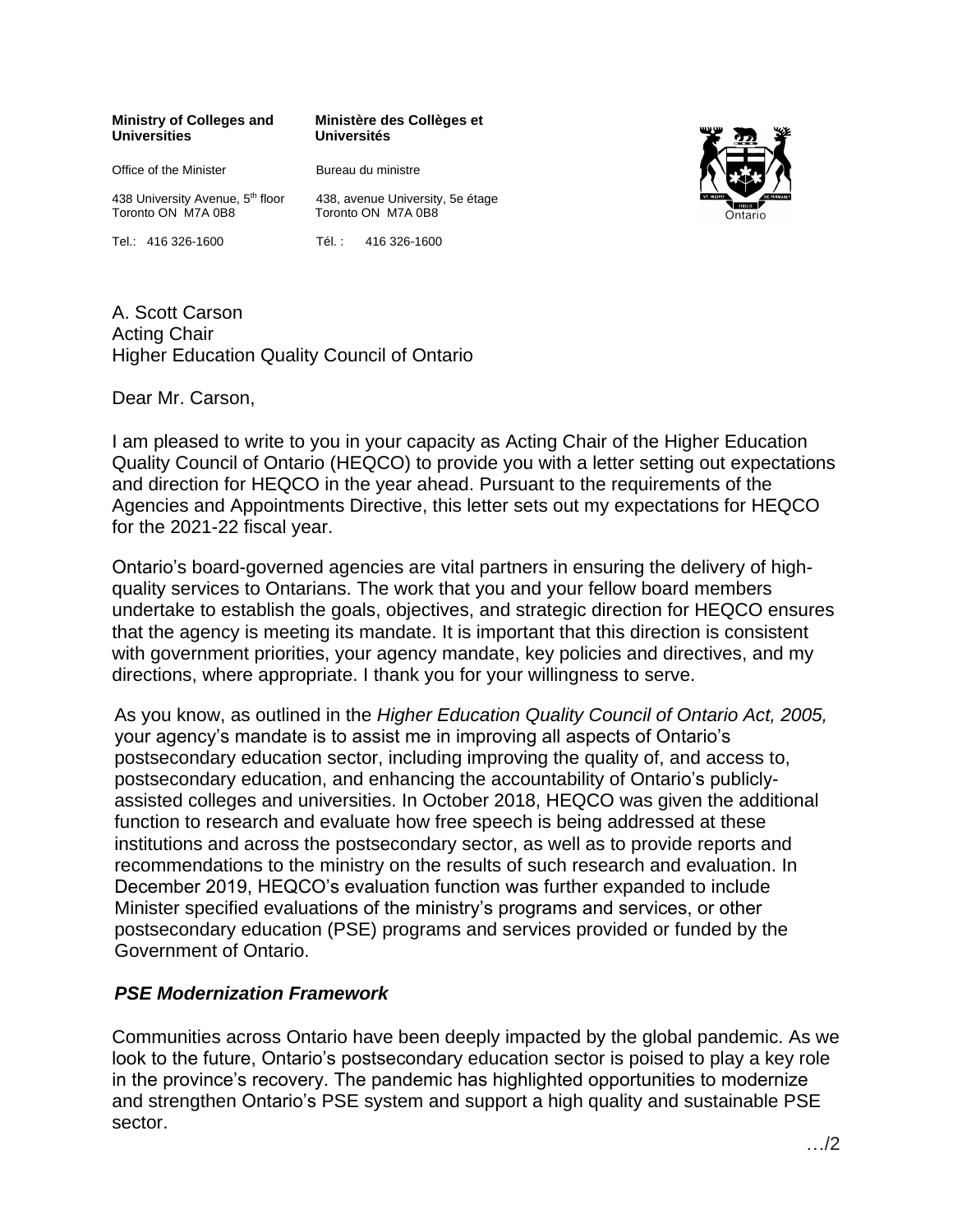**Ministry of Colleges and Universities**

Office of the Minister

438 University Avenue, 5th floor
Toronto ON M7A 0B8

Tel.: 416 326-1600

**Ministère des Collèges et Universités**

Bureau du ministre

438, avenue University, 5e étage
Toronto ON M7A 0B8

Tél. : 416 326-1600

A. Scott Carson
Acting Chair
Higher Education Quality Council of Ontario

Dear Mr. Carson,

I am pleased to write to you in your capacity as Acting Chair of the Higher Education Quality Council of Ontario (HEQCO) to provide you with a letter setting out expectations and direction for HEQCO in the year ahead. Pursuant to the requirements of the Agencies and Appointments Directive, this letter sets out my expectations for HEQCO for the 2021-22 fiscal year.

Ontario's board-governed agencies are vital partners in ensuring the delivery of high-quality services to Ontarians. The work that you and your fellow board members undertake to establish the goals, objectives, and strategic direction for HEQCO ensures that the agency is meeting its mandate. It is important that this direction is consistent with government priorities, your agency mandate, key policies and directives, and my directions, where appropriate. I thank you for your willingness to serve.

As you know, as outlined in the *Higher Education Quality Council of Ontario Act, 2005,* your agency's mandate is to assist me in improving all aspects of Ontario's postsecondary education sector, including improving the quality of, and access to, postsecondary education, and enhancing the accountability of Ontario's publicly-assisted colleges and universities. In October 2018, HEQCO was given the additional function to research and evaluate how free speech is being addressed at these institutions and across the postsecondary sector, as well as to provide reports and recommendations to the ministry on the results of such research and evaluation. In December 2019, HEQCO's evaluation function was further expanded to include Minister specified evaluations of the ministry's programs and services, or other postsecondary education (PSE) programs and services provided or funded by the Government of Ontario.

***PSE Modernization Framework***

Communities across Ontario have been deeply impacted by the global pandemic. As we look to the future, Ontario's postsecondary education sector is poised to play a key role in the province's recovery. The pandemic has highlighted opportunities to modernize and strengthen Ontario's PSE system and support a high quality and sustainable PSE sector.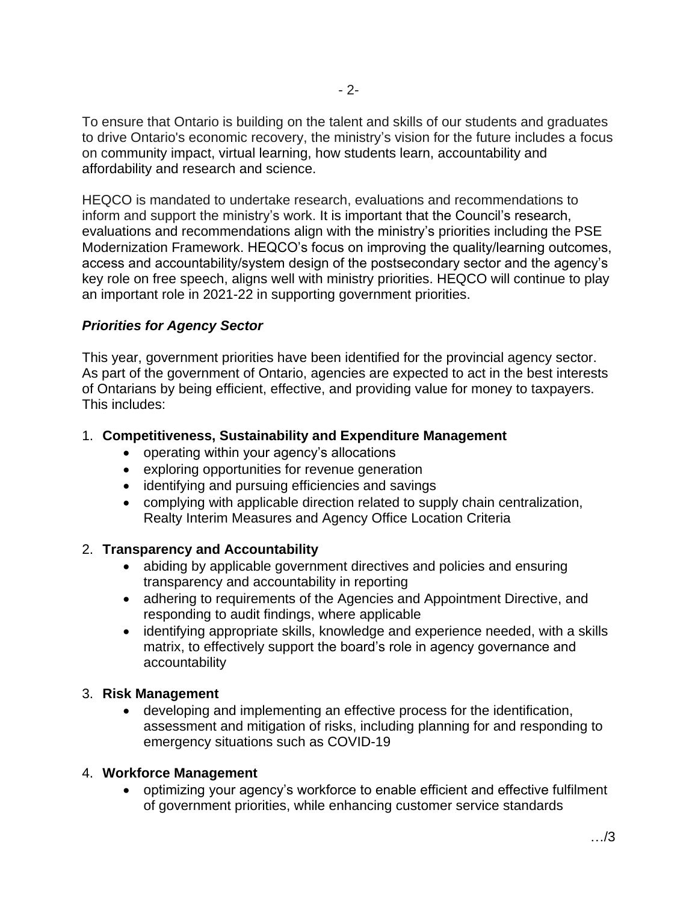To ensure that Ontario is building on the talent and skills of our students and graduates to drive Ontario's economic recovery, the ministry's vision for the future includes a focus on community impact, virtual learning, how students learn, accountability and affordability and research and science.

HEQCO is mandated to undertake research, evaluations and recommendations to inform and support the ministry's work. It is important that the Council's research, evaluations and recommendations align with the ministry's priorities including the PSE Modernization Framework. HEQCO's focus on improving the quality/learning outcomes, access and accountability/system design of the postsecondary sector and the agency's key role on free speech, aligns well with ministry priorities. HEQCO will continue to play an important role in 2021-22 in supporting government priorities.

***Priorities for Agency Sector***

This year, government priorities have been identified for the provincial agency sector. As part of the government of Ontario, agencies are expected to act in the best interests of Ontarians by being efficient, effective, and providing value for money to taxpayers. This includes:

1. **Competitiveness, Sustainability and Expenditure Management**
   - operating within your agency's allocations
   - exploring opportunities for revenue generation
   - identifying and pursuing efficiencies and savings
   - complying with applicable direction related to supply chain centralization, Realty Interim Measures and Agency Office Location Criteria

2. **Transparency and Accountability**
   - abiding by applicable government directives and policies and ensuring transparency and accountability in reporting
   - adhering to requirements of the Agencies and Appointment Directive, and responding to audit findings, where applicable
   - identifying appropriate skills, knowledge and experience needed, with a skills matrix, to effectively support the board's role in agency governance and accountability

3. **Risk Management**
   - developing and implementing an effective process for the identification, assessment and mitigation of risks, including planning for and responding to emergency situations such as COVID-19

4. **Workforce Management**
   - optimizing your agency's workforce to enable efficient and effective fulfilment of government priorities, while enhancing customer service standards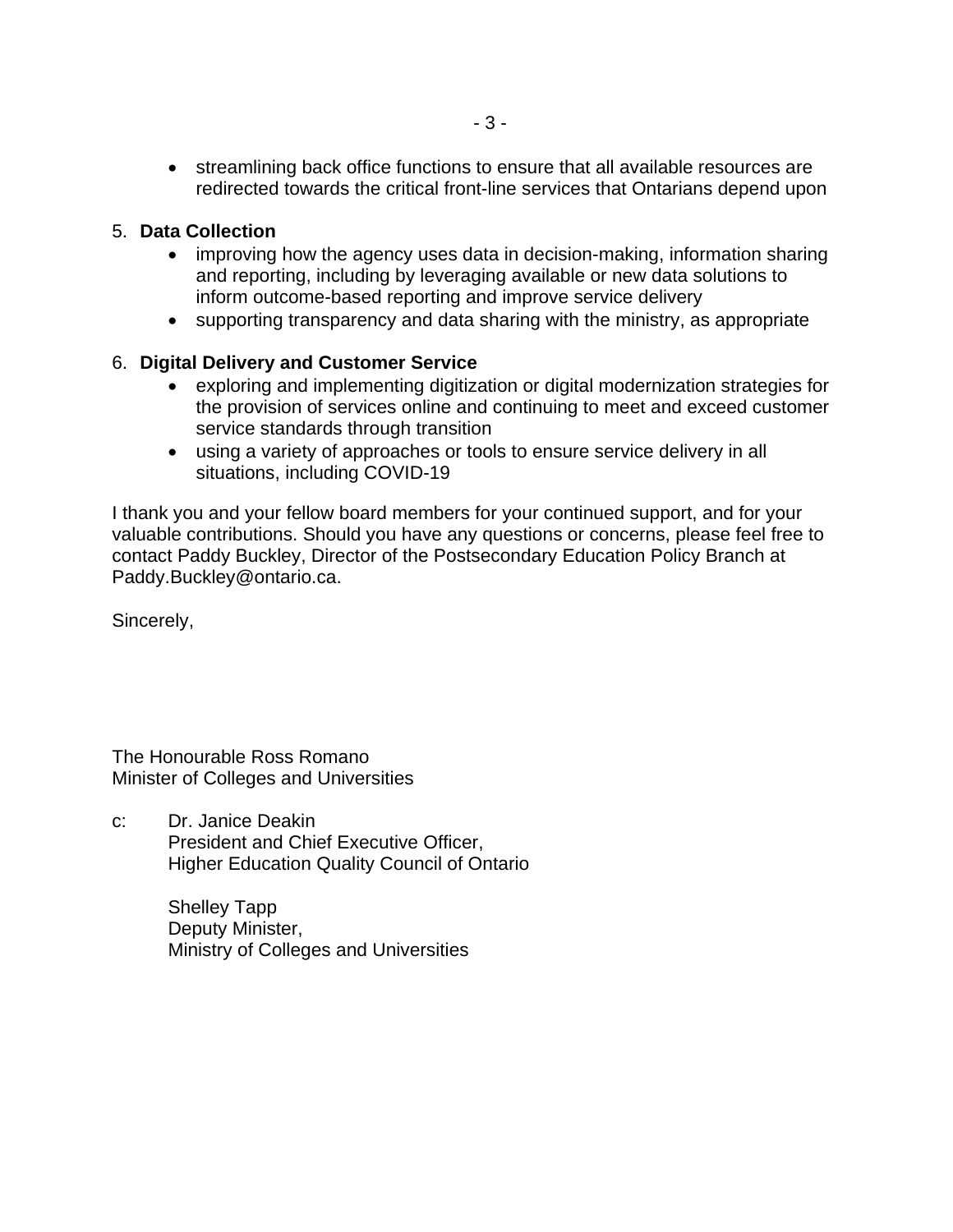- streamlining back office functions to ensure that all available resources are redirected towards the critical front-line services that Ontarians depend upon

5. **Data Collection**
   - improving how the agency uses data in decision-making, information sharing and reporting, including by leveraging available or new data solutions to inform outcome-based reporting and improve service delivery
   - supporting transparency and data sharing with the ministry, as appropriate

6. **Digital Delivery and Customer Service**
   - exploring and implementing digitization or digital modernization strategies for the provision of services online and continuing to meet and exceed customer service standards through transition
   - using a variety of approaches or tools to ensure service delivery in all situations, including COVID-19

I thank you and your fellow board members for your continued support, and for your valuable contributions. Should you have any questions or concerns, please feel free to contact Paddy Buckley, Director of the Postsecondary Education Policy Branch at Paddy.Buckley@ontario.ca.

Sincerely,

The Honourable Ross Romano
Minister of Colleges and Universities

c: Dr. Janice Deakin
President and Chief Executive Officer,
Higher Education Quality Council of Ontario

Shelley Tapp
Deputy Minister,
Ministry of Colleges and Universities